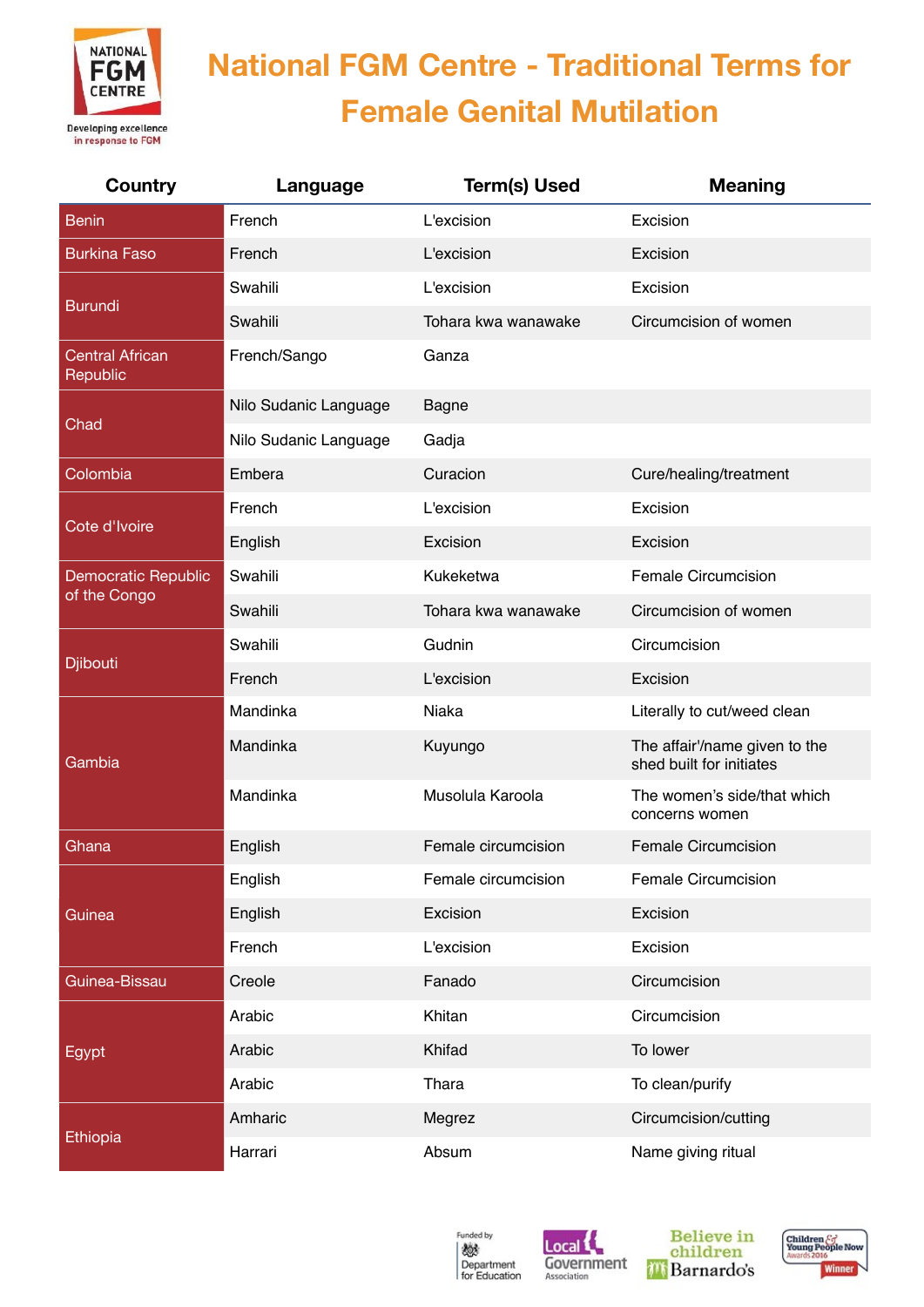# National FGM Centre - Traditional Terms for Female Genital Mutilation

| Country | Language | Term(s) Used | Meaning |
|---|---|---|---|
| Benin | French | L'excision | Excision |
| Burkina Faso | French | L'excision | Excision |
| Burundi | Swahili | L'excision | Excision |
| | Swahili | Tohara kwa wanawake | Circumcision of women |
| Central African Republic | French/Sango | Ganza | |
| Chad | Nilo Sudanic Language | Bagne | |
| | Nilo Sudanic Language | Gadja | |
| Colombia | Embera | Curacion | Cure/healing/treatment |
| Cote d'Ivoire | French | L'excision | Excision |
| | English | Excision | Excision |
| Democratic Republic of the Congo | Swahili | Kukeketwa | Female Circumcision |
| | Swahili | Tohara kwa wanawake | Circumcision of women |
| Djibouti | Swahili | Gudnin | Circumcision |
| | French | L'excision | Excision |
| Gambia | Mandinka | Niaka | Literally to cut/weed clean |
| | Mandinka | Kuyungo | The affair'/name given to the shed built for initiates |
| | Mandinka | Musolula Karoola | The women's side/that which concerns women |
| Ghana | English | Female circumcision | Female Circumcision |
| Guinea | English | Female circumcision | Female Circumcision |
| | English | Excision | Excision |
| | French | L'excision | Excision |
| Guinea-Bissau | Creole | Fanado | Circumcision |
| Egypt | Arabic | Khitan | Circumcision |
| | Arabic | Khifad | To lower |
| | Arabic | Thara | To clean/purify |
| Ethiopia | Amharic | Megrez | Circumcision/cutting |
| | Harrari | Absum | Name giving ritual |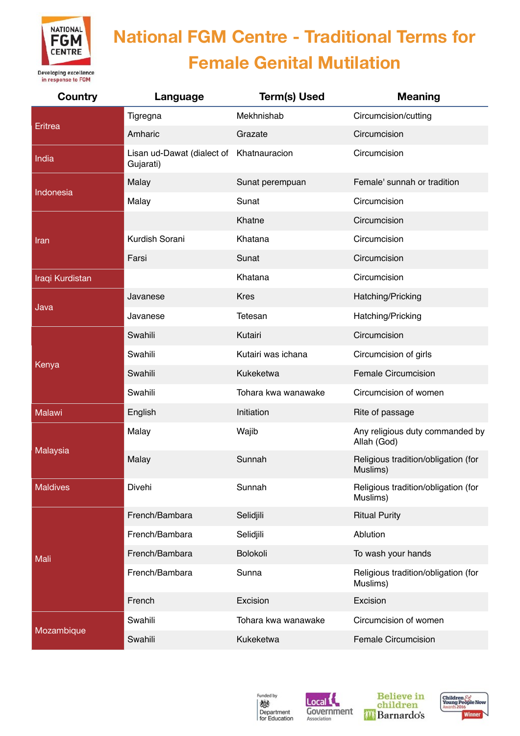# National FGM Centre - Traditional Terms for Female Genital Mutilation

| Country | Language | Term(s) Used | Meaning |
|---|---|---|---|
| Eritrea | Tigregna | Mekhnishab | Circumcision/cutting |
| | Amharic | Grazate | Circumcision |
| India | Lisan ud-Dawat (dialect of Gujarati) | Khatnauracion | Circumcision |
| Indonesia | Malay | Sunat perempuan | Female' sunnah or tradition |
| | Malay | Sunat | Circumcision |
| Iran | | Khatne | Circumcision |
| | Kurdish Sorani | Khatana | Circumcision |
| | Farsi | Sunat | Circumcision |
| Iraqi Kurdistan | | Khatana | Circumcision |
| Java | Javanese | Kres | Hatching/Pricking |
| | Javanese | Tetesan | Hatching/Pricking |
| Kenya | Swahili | Kutairi | Circumcision |
| | Swahili | Kutairi was ichana | Circumcision of girls |
| | Swahili | Kukeketwa | Female Circumcision |
| | Swahili | Tohara kwa wanawake | Circumcision of women |
| Malawi | English | Initiation | Rite of passage |
| Malaysia | Malay | Wajib | Any religious duty commanded by Allah (God) |
| | Malay | Sunnah | Religious tradition/obligation (for Muslims) |
| Maldives | Divehi | Sunnah | Religious tradition/obligation (for Muslims) |
| Mali | French/Bambara | Selidjili | Ritual Purity |
| | French/Bambara | Selidjili | Ablution |
| | French/Bambara | Bolokoli | To wash your hands |
| | French/Bambara | Sunna | Religious tradition/obligation (for Muslims) |
| | French | Excision | Excision |
| Mozambique | Swahili | Tohara kwa wanawake | Circumcision of women |
| | Swahili | Kukeketwa | Female Circumcision |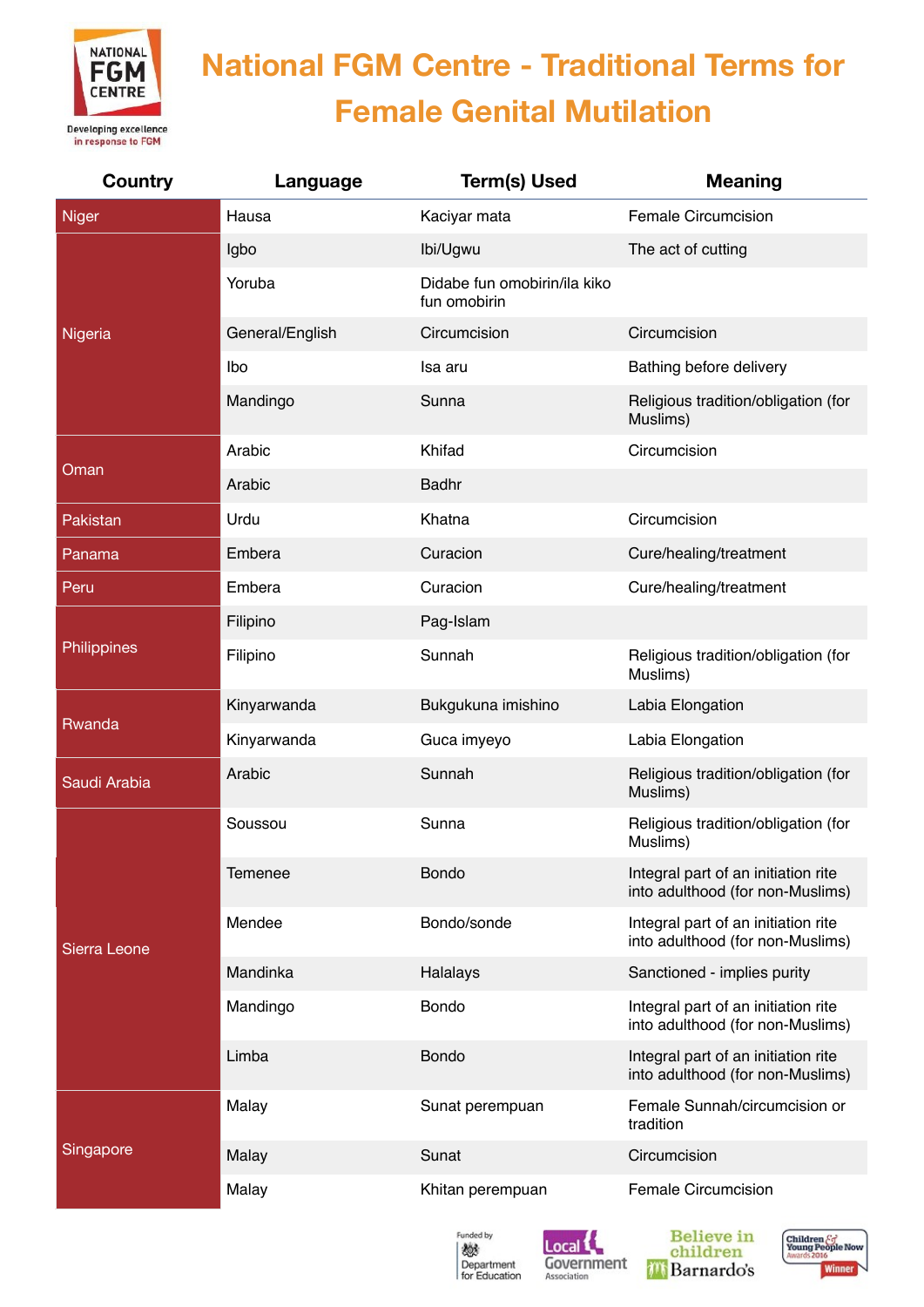# National FGM Centre - Traditional Terms for Female Genital Mutilation

| Country | Language | Term(s) Used | Meaning |
|---|---|---|---|
| Niger | Hausa | Kaciyar mata | Female Circumcision |
| Nigeria | Igbo | Ibi/Ugwu | The act of cutting |
| | Yoruba | Didabe fun omobirin/ila kiko fun omobirin | |
| | General/English | Circumcision | Circumcision |
| | Ibo | Isa aru | Bathing before delivery |
| | Mandingo | Sunna | Religious tradition/obligation (for Muslims) |
| Oman | Arabic | Khifad | Circumcision |
| | Arabic | Badhr | |
| Pakistan | Urdu | Khatna | Circumcision |
| Panama | Embera | Curacion | Cure/healing/treatment |
| Peru | Embera | Curacion | Cure/healing/treatment |
| Philippines | Filipino | Pag-Islam | |
| | Filipino | Sunnah | Religious tradition/obligation (for Muslims) |
| Rwanda | Kinyarwanda | Bukgukuna imishino | Labia Elongation |
| | Kinyarwanda | Guca imyeyo | Labia Elongation |
| Saudi Arabia | Arabic | Sunnah | Religious tradition/obligation (for Muslims) |
| Sierra Leone | Soussou | Sunna | Religious tradition/obligation (for Muslims) |
| | Temenee | Bondo | Integral part of an initiation rite into adulthood (for non-Muslims) |
| | Mendee | Bondo/sonde | Integral part of an initiation rite into adulthood (for non-Muslims) |
| | Mandinka | Halalays | Sanctioned - implies purity |
| | Mandingo | Bondo | Integral part of an initiation rite into adulthood (for non-Muslims) |
| | Limba | Bondo | Integral part of an initiation rite into adulthood (for non-Muslims) |
| Singapore | Malay | Sunat perempuan | Female Sunnah/circumcision or tradition |
| | Malay | Sunat | Circumcision |
| | Malay | Khitan perempuan | Female Circumcision |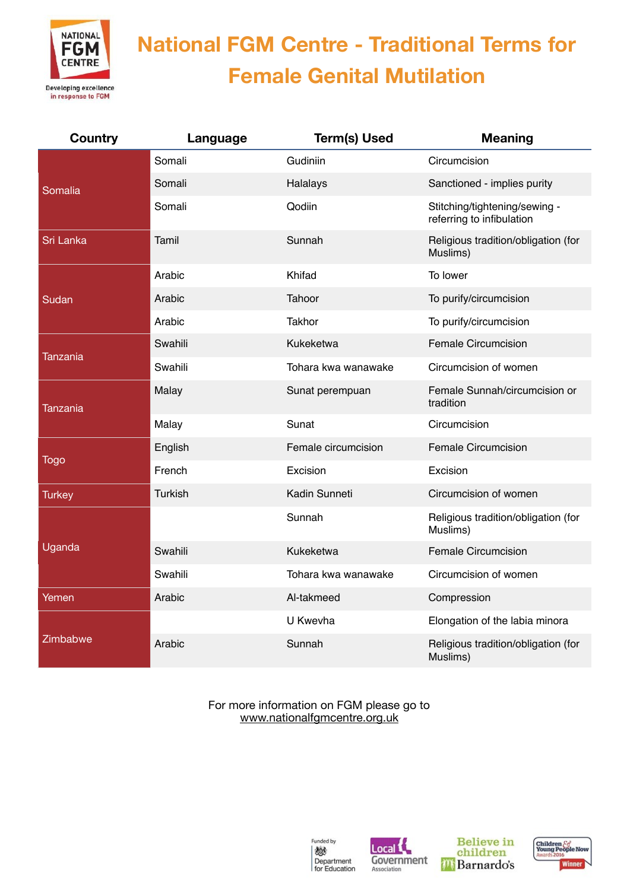# National FGM Centre - Traditional Terms for Female Genital Mutilation

| Country | Language | Term(s) Used | Meaning |
|---|---|---|---|
| Somalia | Somali | Gudiniin | Circumcision |
| | Somali | Halalays | Sanctioned - implies purity |
| | Somali | Qodiin | Stitching/tightening/sewing - referring to infibulation |
| Sri Lanka | Tamil | Sunnah | Religious tradition/obligation (for Muslims) |
| Sudan | Arabic | Khifad | To lower |
| | Arabic | Tahoor | To purify/circumcision |
| | Arabic | Takhor | To purify/circumcision |
| Tanzania | Swahili | Kukeketwa | Female Circumcision |
| | Swahili | Tohara kwa wanawake | Circumcision of women |
| Tanzania | Malay | Sunat perempuan | Female Sunnah/circumcision or tradition |
| | Malay | Sunat | Circumcision |
| Togo | English | Female circumcision | Female Circumcision |
| | French | Excision | Excision |
| Turkey | Turkish | Kadin Sunneti | Circumcision of women |
| Uganda | | Sunnah | Religious tradition/obligation (for Muslims) |
| | Swahili | Kukeketwa | Female Circumcision |
| | Swahili | Tohara kwa wanawake | Circumcision of women |
| Yemen | Arabic | Al-takmeed | Compression |
| Zimbabwe | | U Kwevha | Elongation of the labia minora |
| | Arabic | Sunnah | Religious tradition/obligation (for Muslims) |

For more information on FGM please go to
www.nationalfgmcentre.org.uk